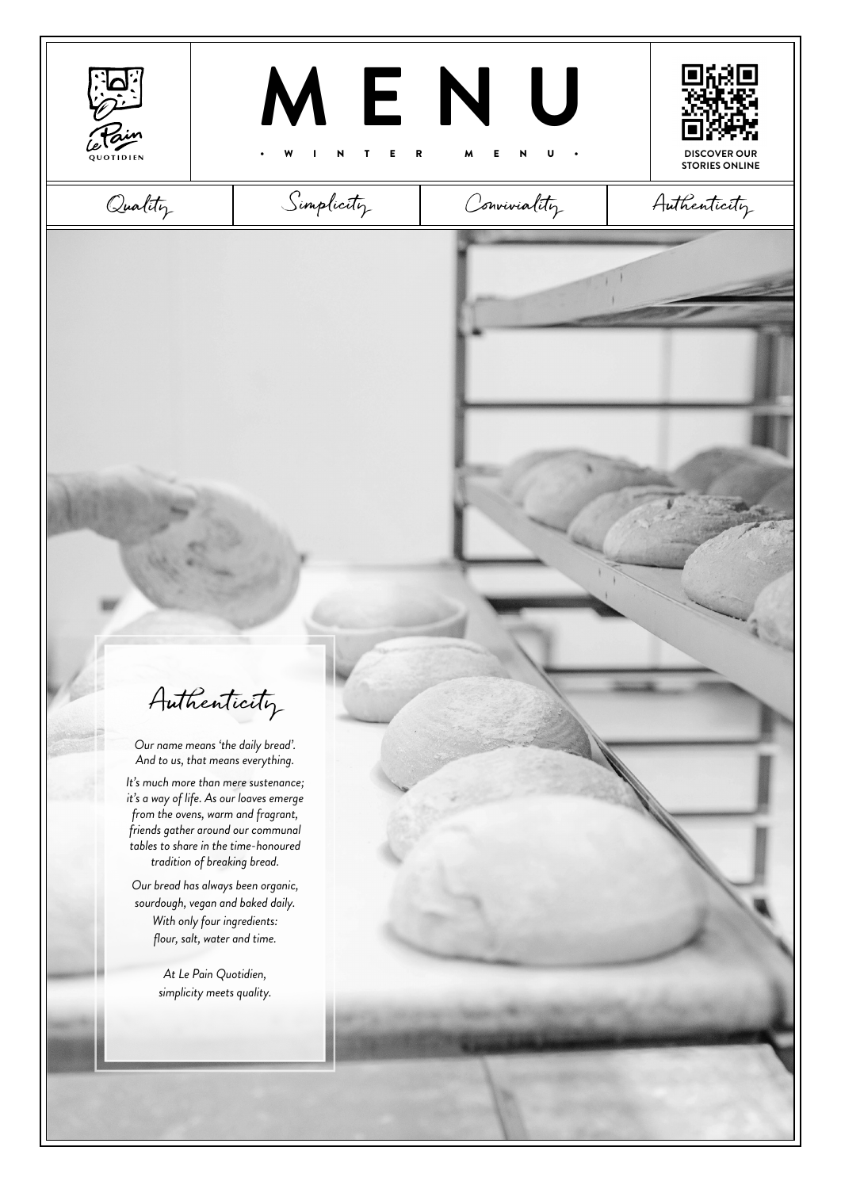Le Pain QUOTIDIEN

# MENU

• WINTER MENU •

DISCOVER OUR STORIES ONLINE

| Quality | Simplicity | Conviviality | Authenticity |
| --- | --- | --- | --- |

## Authenticity

*Our name means 'the daily bread'. And to us, that means everything.*

*It's much more than mere sustenance; it's a way of life. As our loaves emerge from the ovens, warm and fragrant, friends gather around our communal tables to share in the time-honoured tradition of breaking bread.*

*Our bread has always been organic, sourdough, vegan and baked daily. With only four ingredients: flour, salt, water and time.*

*At Le Pain Quotidien, simplicity meets quality.*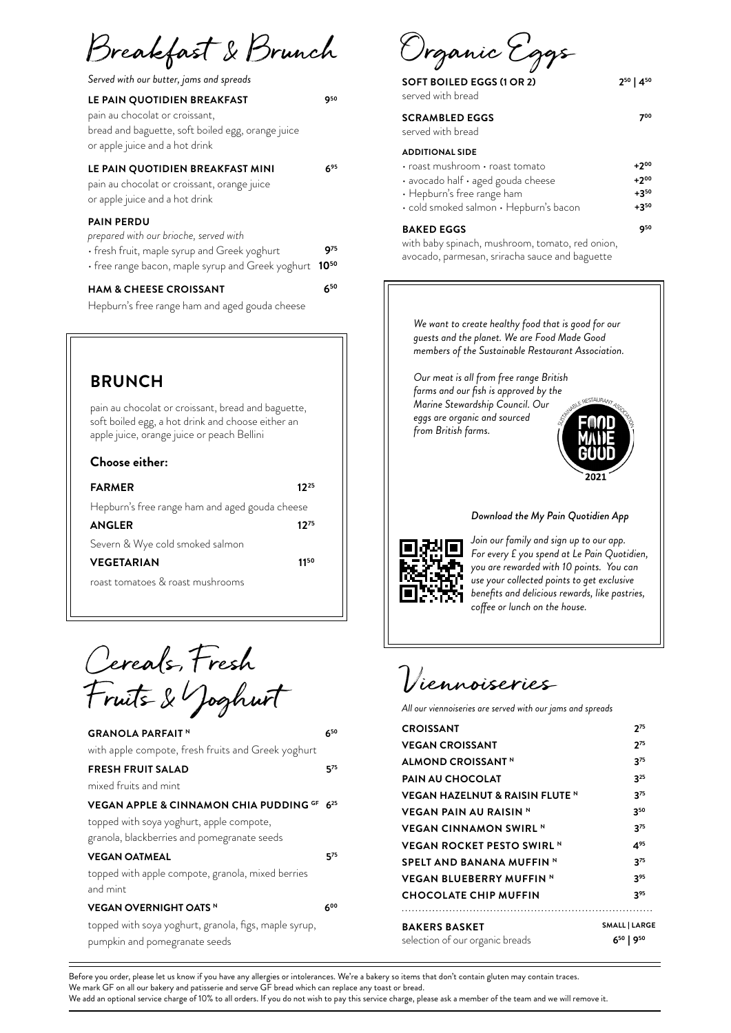# Breakfast & Brunch

*Served with our butter, jams and spreads*

**LE PAIN QUOTIDIEN BREAKFAST** 9.50
pain au chocolat or croissant, bread and baguette, soft boiled egg, orange juice or apple juice and a hot drink

**LE PAIN QUOTIDIEN BREAKFAST MINI** 6.95
pain au chocolat or croissant, orange juice or apple juice and a hot drink

**PAIN PERDU**
*prepared with our brioche, served with*
- fresh fruit, maple syrup and Greek yoghurt 9.75
- free range bacon, maple syrup and Greek yoghurt 10.50

**HAM & CHEESE CROISSANT** 6.50
Hepburn's free range ham and aged gouda cheese

## BRUNCH

pain au chocolat or croissant, bread and baguette, soft boiled egg, a hot drink and choose either an apple juice, orange juice or peach Bellini

### Choose either:

**FARMER** 12.25
Hepburn's free range ham and aged gouda cheese

**ANGLER** 12.75
Severn & Wye cold smoked salmon

**VEGETARIAN** 11.50
roast tomatoes & roast mushrooms

# Cereals, Fresh Fruits & Yoghurt

**GRANOLA PARFAIT** [N] 6.50
with apple compote, fresh fruits and Greek yoghurt

**FRESH FRUIT SALAD** 5.75
mixed fruits and mint

**VEGAN APPLE & CINNAMON CHIA PUDDING** [GF] 6.25
topped with soya yoghurt, apple compote, granola, blackberries and pomegranate seeds

**VEGAN OATMEAL** 5.75
topped with apple compote, granola, mixed berries and mint

**VEGAN OVERNIGHT OATS** [N] 6.00
topped with soya yoghurt, granola, figs, maple syrup, pumpkin and pomegranate seeds

# Organic Eggs

**SOFT BOILED EGGS (1 OR 2)** 2.50 | 4.50
served with bread

**SCRAMBLED EGGS** 7.00
served with bread

**ADDITIONAL SIDE**
- roast mushroom • roast tomato +2.00
- avocado half • aged gouda cheese +2.00
- Hepburn's free range ham +3.50
- cold smoked salmon • Hepburn's bacon +3.50

**BAKED EGGS** 9.50
with baby spinach, mushroom, tomato, red onion, avocado, parmesan, sriracha sauce and baguette

*We want to create healthy food that is good for our guests and the planet. We are Food Made Good members of the Sustainable Restaurant Association.*

*Our meat is all from free range British farms and our fish is approved by the Marine Stewardship Council. Our eggs are organic and sourced from British farms.*

SUSTAINABLE RESTAURANT ASSOCIATION FOOD MADE GOOD 2021

*Download the My Pain Quotidien App*

*Join our family and sign up to our app. For every £ you spend at Le Pain Quotidien, you are rewarded with 10 points. You can use your collected points to get exclusive benefits and delicious rewards, like pastries, coffee or lunch on the house.*

# Viennoiseries

*All our viennoiseries are served with our jams and spreads*

| Item | Price |
|---|---|
| **CROISSANT** | 2.75 |
| **VEGAN CROISSANT** | 2.75 |
| **ALMOND CROISSANT** [N] | 3.75 |
| **PAIN AU CHOCOLAT** | 3.25 |
| **VEGAN HAZELNUT & RAISIN FLUTE** [N] | 3.75 |
| **VEGAN PAIN AU RAISIN** [N] | 3.50 |
| **VEGAN CINNAMON SWIRL** [N] | 3.75 |
| **VEGAN ROCKET PESTO SWIRL** [N] | 4.95 |
| **SPELT AND BANANA MUFFIN** [N] | 3.75 |
| **VEGAN BLUEBERRY MUFFIN** [N] | 3.95 |
| **CHOCOLATE CHIP MUFFIN** | 3.95 |

**BAKERS BASKET** SMALL | LARGE
selection of our organic breads 6.50 | 9.50

Before you order, please let us know if you have any allergies or intolerances. We're a bakery so items that don't contain gluten may contain traces.
We mark GF on all our bakery and patisserie and serve GF bread which can replace any toast or bread.
We add an optional service charge of 10% to all orders. If you do not wish to pay this service charge, please ask a member of the team and we will remove it.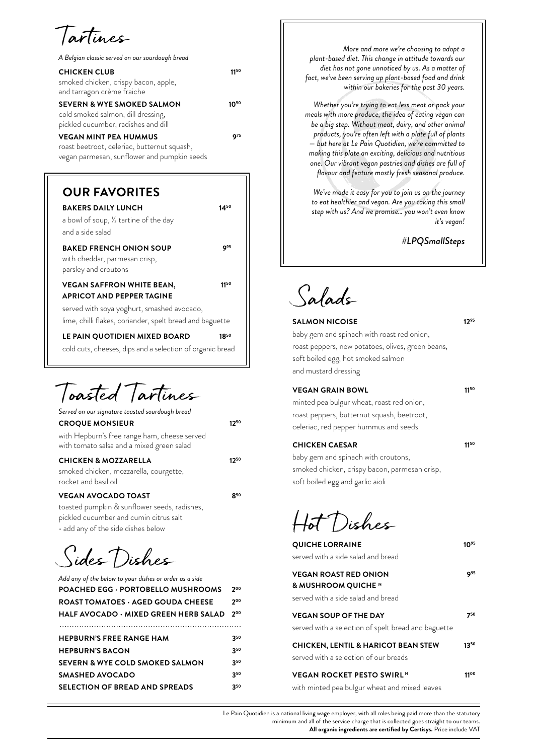# Tartines

*A Belgian classic served on our sourdough bread*

**CHICKEN CLUB** 11.50
smoked chicken, crispy bacon, apple, and tarragon crème fraiche

**SEVERN & WYE SMOKED SALMON** 10.50
cold smoked salmon, dill dressing, pickled cucumber, radishes and dill

**VEGAN MINT PEA HUMMUS** 9.75
roast beetroot, celeriac, butternut squash, vegan parmesan, sunflower and pumpkin seeds

## OUR FAVORITES

**BAKERS DAILY LUNCH** 14.50
a bowl of soup, ½ tartine of the day and a side salad

**BAKED FRENCH ONION SOUP** 9.95
with cheddar, parmesan crisp, parsley and croutons

**VEGAN SAFFRON WHITE BEAN, APRICOT AND PEPPER TAGINE** 11.50
served with soya yoghurt, smashed avocado, lime, chilli flakes, coriander, spelt bread and baguette

**LE PAIN QUOTIDIEN MIXED BOARD** 18.50
cold cuts, cheeses, dips and a selection of organic bread

# Toasted Tartines

*Served on our signature toasted sourdough bread*

**CROQUE MONSIEUR** 12.50
with Hepburn's free range ham, cheese served with tomato salsa and a mixed green salad

**CHICKEN & MOZZARELLA** 12.50
smoked chicken, mozzarella, courgette, rocket and basil oil

**VEGAN AVOCADO TOAST** 8.50
toasted pumpkin & sunflower seeds, radishes, pickled cucumber and cumin citrus salt
• add any of the side dishes below

# Sides Dishes

*Add any of the below to your dishes or order as a side*

| | |
|---|---|
| **POACHED EGG · PORTOBELLO MUSHROOMS** | 2.00 |
| **ROAST TOMATOES · AGED GOUDA CHEESE** | 2.00 |
| **HALF AVOCADO · MIXED GREEN HERB SALAD** | 2.00 |
| **HEPBURN'S FREE RANGE HAM** | 3.50 |
| **HEPBURN'S BACON** | 3.50 |
| **SEVERN & WYE COLD SMOKED SALMON** | 3.50 |
| **SMASHED AVOCADO** | 3.50 |
| **SELECTION OF BREAD AND SPREADS** | 3.50 |

*More and more we're choosing to adopt a plant-based diet. This change in attitude towards our diet has not gone unnoticed by us. As a matter of fact, we've been serving up plant-based food and drink within our bakeries for the past 30 years.*

*Whether you're trying to eat less meat or pack your meals with more produce, the idea of eating vegan can be a big step. Without meat, dairy, and other animal products, you're often left with a plate full of plants – but here at Le Pain Quotidien, we're committed to making this plate an exciting, delicious and nutritious one. Our vibrant vegan pastries and dishes are full of flavour and feature mostly fresh seasonal produce.*

*We've made it easy for you to join us on the journey to eat healthier and vegan. Are you taking this small step with us? And we promise... you won't even know it's vegan!*

*#LPQSmallSteps*

# Salads

**SALMON NICOISE** 12.95
baby gem and spinach with roast red onion, roast peppers, new potatoes, olives, green beans, soft boiled egg, hot smoked salmon and mustard dressing

**VEGAN GRAIN BOWL** 11.50
minted pea bulgur wheat, roast red onion, roast peppers, butternut squash, beetroot, celeriac, red pepper hummus and seeds

**CHICKEN CAESAR** 11.50
baby gem and spinach with croutons, smoked chicken, crispy bacon, parmesan crisp, soft boiled egg and garlic aioli

# Hot Dishes

**QUICHE LORRAINE** 10.95
served with a side salad and bread

**VEGAN ROAST RED ONION & MUSHROOM QUICHE** [N] 9.95
served with a side salad and bread

**VEGAN SOUP OF THE DAY** 7.50
served with a selection of spelt bread and baguette

**CHICKEN, LENTIL & HARICOT BEAN STEW** 13.50
served with a selection of our breads

**VEGAN ROCKET PESTO SWIRL** [N] 11.00
with minted pea bulgur wheat and mixed leaves

Le Pain Quotidien is a national living wage employer, with all roles being paid more than the statutory minimum and all of the service charge that is collected goes straight to our teams.
**All organic ingredients are certified by Certisys.** Price include VAT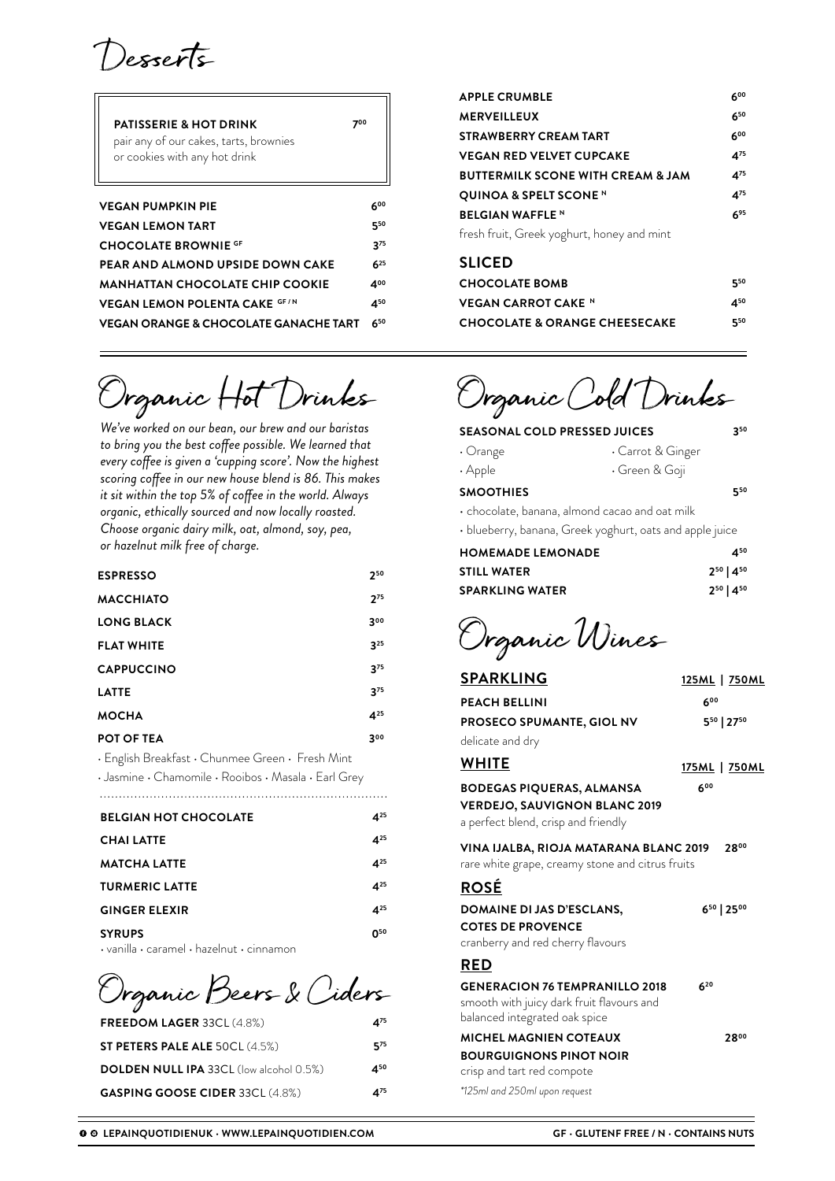# Desserts

**PATISSERIE & HOT DRINK** 7.00
pair any of our cakes, tarts, brownies or cookies with any hot drink

| | |
|---|---|
| **VEGAN PUMPKIN PIE** | 6.00 |
| **VEGAN LEMON TART** | 5.50 |
| **CHOCOLATE BROWNIE** GF | 3.75 |
| **PEAR AND ALMOND UPSIDE DOWN CAKE** | 6.25 |
| **MANHATTAN CHOCOLATE CHIP COOKIE** | 4.00 |
| **VEGAN LEMON POLENTA CAKE** GF / N | 4.50 |
| **VEGAN ORANGE & CHOCOLATE GANACHE TART** | 6.50 |
| **APPLE CRUMBLE** | 6.00 |
| **MERVEILLEUX** | 6.50 |
| **STRAWBERRY CREAM TART** | 6.00 |
| **VEGAN RED VELVET CUPCAKE** | 4.75 |
| **BUTTERMILK SCONE WITH CREAM & JAM** | 4.75 |
| **QUINOA & SPELT SCONE** N | 4.75 |
| **BELGIAN WAFFLE** N | 6.95 |

fresh fruit, Greek yoghurt, honey and mint

## SLICED

| | |
|---|---|
| **CHOCOLATE BOMB** | 5.50 |
| **VEGAN CARROT CAKE** N | 4.50 |
| **CHOCOLATE & ORANGE CHEESECAKE** | 5.50 |

# Organic Hot Drinks

*We've worked on our bean, our brew and our baristas to bring you the best coffee possible. We learned that every coffee is given a 'cupping score'. Now the highest scoring coffee in our new house blend is 86. This makes it sit within the top 5% of coffee in the world. Always organic, ethically sourced and now locally roasted. Choose organic dairy milk, oat, almond, soy, pea, or hazelnut milk free of charge.*

| | |
|---|---|
| **ESPRESSO** | 2.50 |
| **MACCHIATO** | 2.75 |
| **LONG BLACK** | 3.00 |
| **FLAT WHITE** | 3.25 |
| **CAPPUCCINO** | 3.75 |
| **LATTE** | 3.75 |
| **MOCHA** | 4.25 |
| **POT OF TEA** | 3.00 |

· English Breakfast · Chunmee Green · Fresh Mint
· Jasmine · Chamomile · Rooibos · Masala · Earl Grey

| | |
|---|---|
| **BELGIAN HOT CHOCOLATE** | 4.25 |
| **CHAI LATTE** | 4.25 |
| **MATCHA LATTE** | 4.25 |
| **TURMERIC LATTE** | 4.25 |
| **GINGER ELEXIR** | 4.25 |
| **SYRUPS** | 0.50 |

· vanilla · caramel · hazelnut · cinnamon

# Organic Beers & Ciders

| | |
|---|---|
| **FREEDOM LAGER** 33CL (4.8%) | 4.75 |
| **ST PETERS PALE ALE** 50CL (4.5%) | 5.75 |
| **DOLDEN NULL IPA** 33CL (low alcohol 0.5%) | 4.50 |
| **GASPING GOOSE CIDER** 33CL (4.8%) | 4.75 |

# Organic Cold Drinks

**SEASONAL COLD PRESSED JUICES** 3.50

· Orange · Carrot & Ginger
· Apple · Green & Goji

**SMOOTHIES** 5.50

· chocolate, banana, almond cacao and oat milk
· blueberry, banana, Greek yoghurt, oats and apple juice

| | |
|---|---|
| **HOMEMADE LEMONADE** | 4.50 |
| **STILL WATER** | 2.50 \| 4.50 |
| **SPARKLING WATER** | 2.50 \| 4.50 |

# Organic Wines

## SPARKLING

| | 125ML | 750ML |
|---|---|---|
| **PEACH BELLINI** | 6.00 | |
| **PROSECO SPUMANTE, GIOL NV** *delicate and dry* | 5.50 | 27.50 |

## WHITE

| | 175ML | 750ML |
|---|---|---|
| **BODEGAS PIQUERAS, ALMANSA VERDEJO, SAUVIGNON BLANC 2019** a perfect blend, crisp and friendly | 6.00 | |
| **VINA IJALBA, RIOJA MATARANA BLANC 2019** rare white grape, creamy stone and citrus fruits | | 28.00 |

## ROSÉ

| | | |
|---|---|---|
| **DOMAINE DI JAS D'ESCLANS, COTES DE PROVENCE** cranberry and red cherry flavours | 6.50 | 25.00 |

## RED

| | | |
|---|---|---|
| **GENERACION 76 TEMPRANILLO 2018** smooth with juicy dark fruit flavours and balanced integrated oak spice | 6.20 | |
| **MICHEL MAGNIEN COTEAUX BOURGUIGNONS PINOT NOIR** crisp and tart red compote | | 28.00 |

*\*125ml and 250ml upon request*

LEPAINQUOTIDIENUK · WWW.LEPAINQUOTIDIEN.COM

GF · GLUTENF FREE / N · CONTAINS NUTS